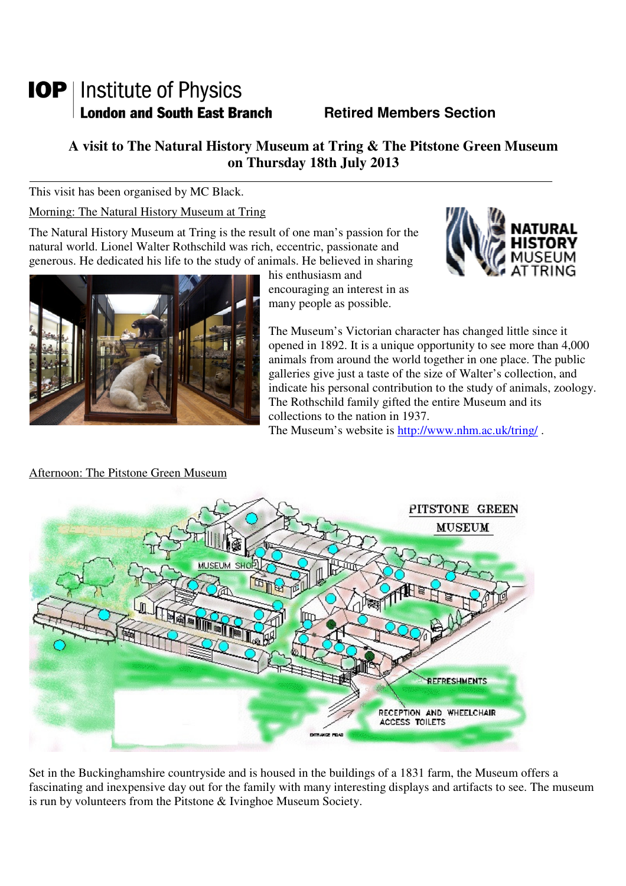IOP | Institute of Physics
**London and South East Branch** **Retired Members Section**

## A visit to The Natural History Museum at Tring & The Pitstone Green Museum on Thursday 18th July 2013

This visit has been organised by MC Black.

Morning: The Natural History Museum at Tring

The Natural History Museum at Tring is the result of one man's passion for the natural world. Lionel Walter Rothschild was rich, eccentric, passionate and generous. He dedicated his life to the study of animals. He believed in sharing his enthusiasm and encouraging an interest in as many people as possible.

The Museum's Victorian character has changed little since it opened in 1892. It is a unique opportunity to see more than 4,000 animals from around the world together in one place. The public galleries give just a taste of the size of Walter's collection, and indicate his personal contribution to the study of animals, zoology. The Rothschild family gifted the entire Museum and its collections to the nation in 1937.
The Museum's website is http://www.nhm.ac.uk/tring/ .

Afternoon: The Pitstone Green Museum

Set in the Buckinghamshire countryside and is housed in the buildings of a 1831 farm, the Museum offers a fascinating and inexpensive day out for the family with many interesting displays and artifacts to see. The museum is run by volunteers from the Pitstone & Ivinghoe Museum Society.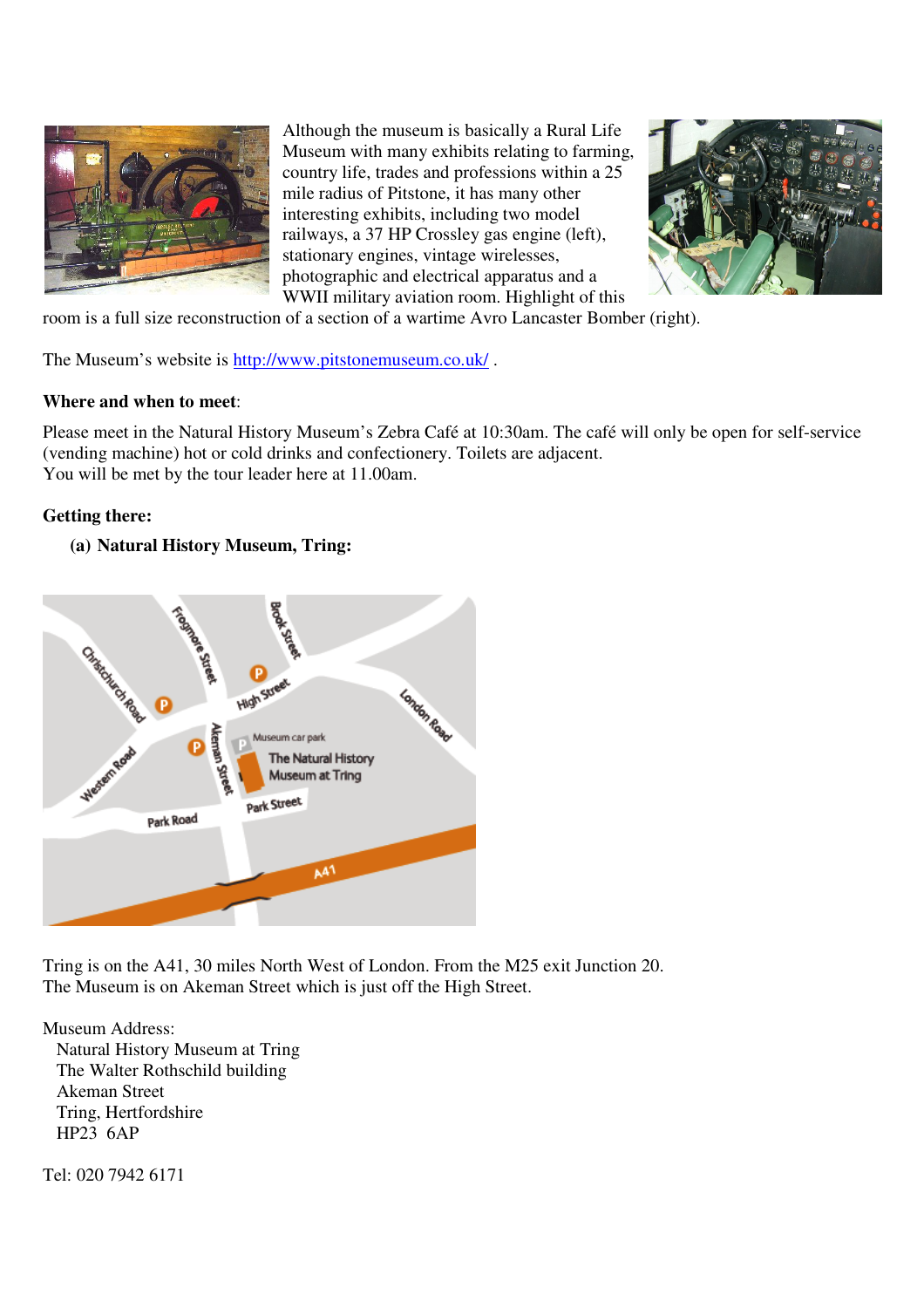Although the museum is basically a Rural Life Museum with many exhibits relating to farming, country life, trades and professions within a 25 mile radius of Pitstone, it has many other interesting exhibits, including two model railways, a 37 HP Crossley gas engine (left), stationary engines, vintage wirelesses, photographic and electrical apparatus and a WWII military aviation room. Highlight of this room is a full size reconstruction of a section of a wartime Avro Lancaster Bomber (right).

The Museum's website is [http://www.pitstonemuseum.co.uk/](http://www.pitstonemuseum.co.uk/) .

**Where and when to meet**:

Please meet in the Natural History Museum's Zebra Café at 10:30am. The café will only be open for self-service (vending machine) hot or cold drinks and confectionery. Toilets are adjacent.
You will be met by the tour leader here at 11.00am.

**Getting there:**

**(a) Natural History Museum, Tring:**

Tring is on the A41, 30 miles North West of London. From the M25 exit Junction 20.
The Museum is on Akeman Street which is just off the High Street.

Museum Address:
Natural History Museum at Tring
The Walter Rothschild building
Akeman Street
Tring, Hertfordshire
HP23 6AP

Tel: 020 7942 6171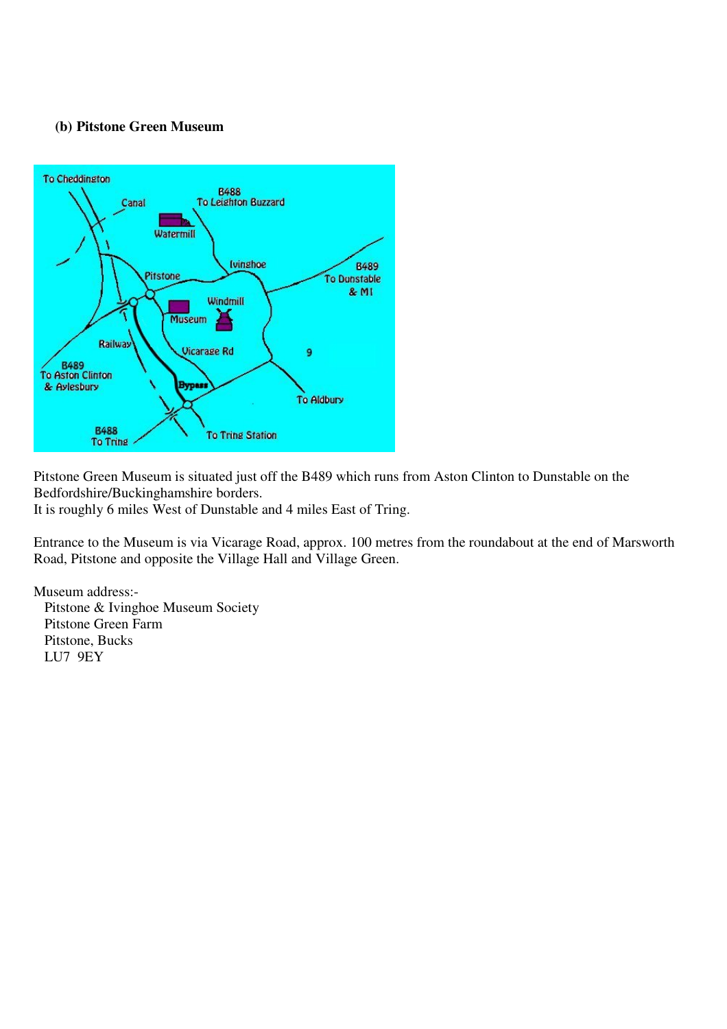### (b) Pitstone Green Museum

Pitstone Green Museum is situated just off the B489 which runs from Aston Clinton to Dunstable on the Bedfordshire/Buckinghamshire borders.
It is roughly 6 miles West of Dunstable and 4 miles East of Tring.

Entrance to the Museum is via Vicarage Road, approx. 100 metres from the roundabout at the end of Marsworth Road, Pitstone and opposite the Village Hall and Village Green.

Museum address:-
Pitstone & Ivinghoe Museum Society
Pitstone Green Farm
Pitstone, Bucks
LU7 9EY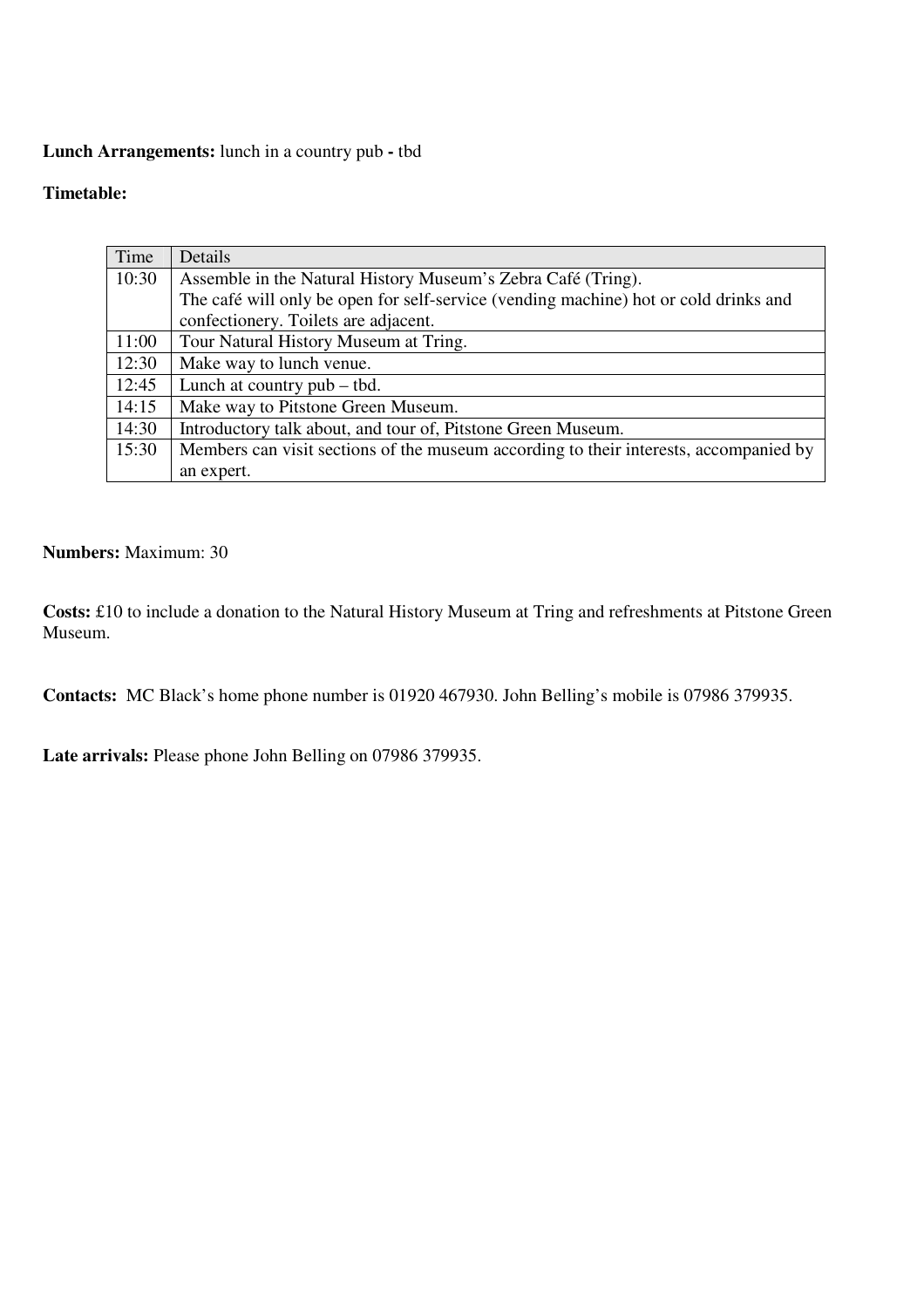**Lunch Arrangements:** lunch in a country pub **-** tbd

**Timetable:**

| Time | Details |
|---|---|
| 10:30 | Assemble in the Natural History Museum's Zebra Café (Tring). The café will only be open for self-service (vending machine) hot or cold drinks and confectionery. Toilets are adjacent. |
| 11:00 | Tour Natural History Museum at Tring. |
| 12:30 | Make way to lunch venue. |
| 12:45 | Lunch at country pub – tbd. |
| 14:15 | Make way to Pitstone Green Museum. |
| 14:30 | Introductory talk about, and tour of, Pitstone Green Museum. |
| 15:30 | Members can visit sections of the museum according to their interests, accompanied by an expert. |

**Numbers:** Maximum: 30

**Costs:** £10 to include a donation to the Natural History Museum at Tring and refreshments at Pitstone Green Museum.

**Contacts:** MC Black's home phone number is 01920 467930. John Belling's mobile is 07986 379935.

**Late arrivals:** Please phone John Belling on 07986 379935.